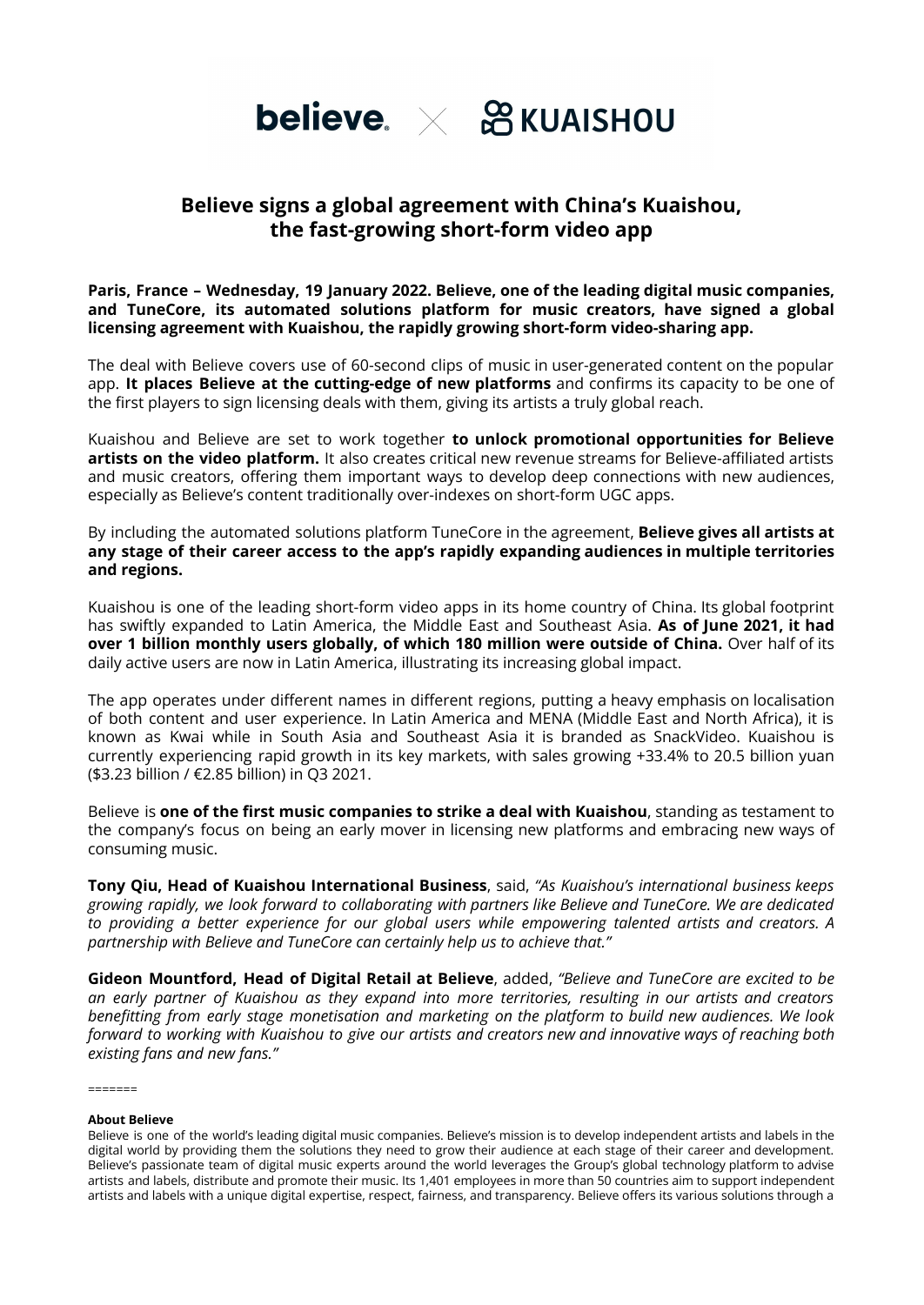believe × KUAISHOU

# Believe signs a global agreement with China's Kuaishou, the fast-growing short-form video app

**Paris, France – Wednesday, 19 January 2022. Believe, one of the leading digital music companies, and TuneCore, its automated solutions platform for music creators, have signed a global licensing agreement with Kuaishou, the rapidly growing short-form video-sharing app.**

The deal with Believe covers use of 60-second clips of music in user-generated content on the popular app. **It places Believe at the cutting-edge of new platforms** and confirms its capacity to be one of the first players to sign licensing deals with them, giving its artists a truly global reach.

Kuaishou and Believe are set to work together **to unlock promotional opportunities for Believe artists on the video platform.** It also creates critical new revenue streams for Believe-affiliated artists and music creators, offering them important ways to develop deep connections with new audiences, especially as Believe's content traditionally over-indexes on short-form UGC apps.

By including the automated solutions platform TuneCore in the agreement, **Believe gives all artists at any stage of their career access to the app's rapidly expanding audiences in multiple territories and regions.**

Kuaishou is one of the leading short-form video apps in its home country of China. Its global footprint has swiftly expanded to Latin America, the Middle East and Southeast Asia. **As of June 2021, it had over 1 billion monthly users globally, of which 180 million were outside of China.** Over half of its daily active users are now in Latin America, illustrating its increasing global impact.

The app operates under different names in different regions, putting a heavy emphasis on localisation of both content and user experience. In Latin America and MENA (Middle East and North Africa), it is known as Kwai while in South Asia and Southeast Asia it is branded as SnackVideo. Kuaishou is currently experiencing rapid growth in its key markets, with sales growing +33.4% to 20.5 billion yuan ($3.23 billion / €2.85 billion) in Q3 2021.

Believe is **one of the first music companies to strike a deal with Kuaishou**, standing as testament to the company's focus on being an early mover in licensing new platforms and embracing new ways of consuming music.

**Tony Qiu, Head of Kuaishou International Business**, said, *"As Kuaishou's international business keeps growing rapidly, we look forward to collaborating with partners like Believe and TuneCore. We are dedicated to providing a better experience for our global users while empowering talented artists and creators. A partnership with Believe and TuneCore can certainly help us to achieve that."*

**Gideon Mountford, Head of Digital Retail at Believe**, added, *"Believe and TuneCore are excited to be an early partner of Kuaishou as they expand into more territories, resulting in our artists and creators benefitting from early stage monetisation and marketing on the platform to build new audiences. We look forward to working with Kuaishou to give our artists and creators new and innovative ways of reaching both existing fans and new fans."*

=======

**About Believe**

Believe is one of the world's leading digital music companies. Believe's mission is to develop independent artists and labels in the digital world by providing them the solutions they need to grow their audience at each stage of their career and development. Believe's passionate team of digital music experts around the world leverages the Group's global technology platform to advise artists and labels, distribute and promote their music. Its 1,401 employees in more than 50 countries aim to support independent artists and labels with a unique digital expertise, respect, fairness, and transparency. Believe offers its various solutions through a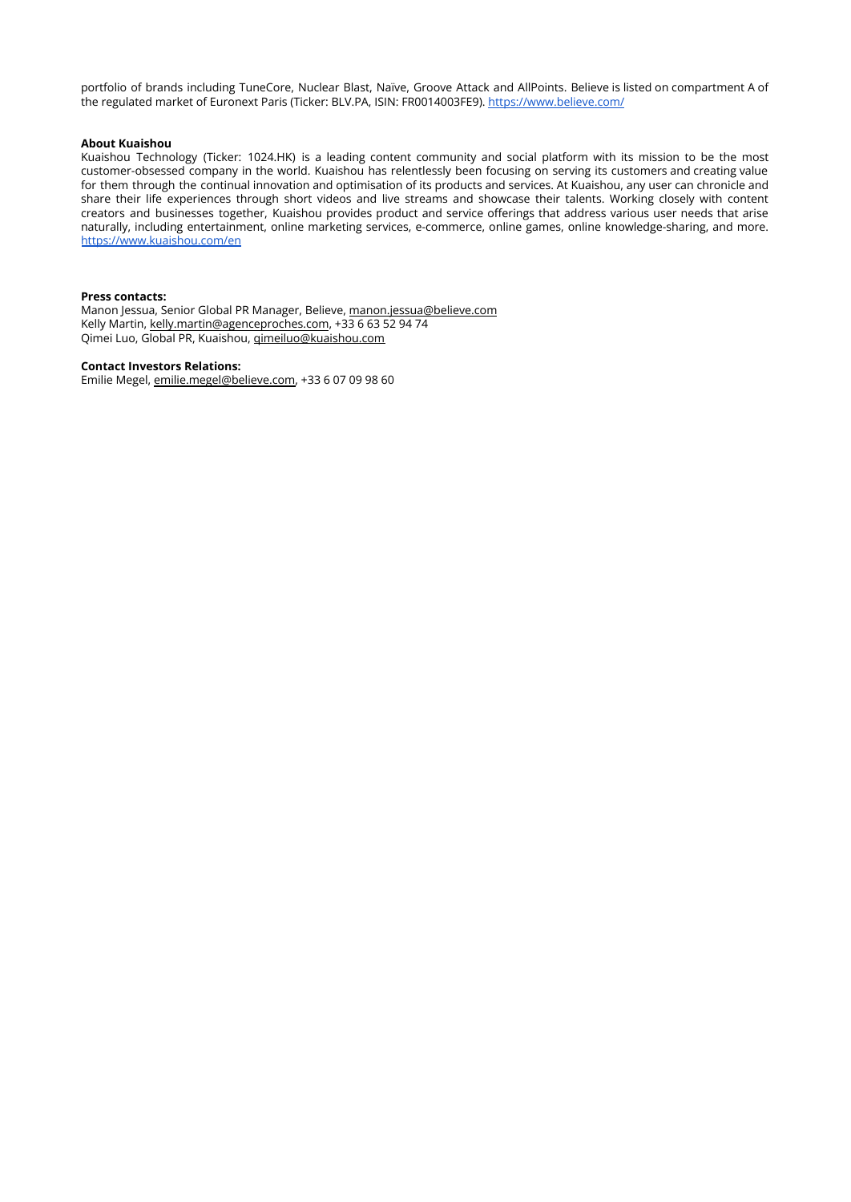portfolio of brands including TuneCore, Nuclear Blast, Naïve, Groove Attack and AllPoints. Believe is listed on compartment A of the regulated market of Euronext Paris (Ticker: BLV.PA, ISIN: FR0014003FE9). https://www.believe.com/

**About Kuaishou**

Kuaishou Technology (Ticker: 1024.HK) is a leading content community and social platform with its mission to be the most customer-obsessed company in the world. Kuaishou has relentlessly been focusing on serving its customers and creating value for them through the continual innovation and optimisation of its products and services. At Kuaishou, any user can chronicle and share their life experiences through short videos and live streams and showcase their talents. Working closely with content creators and businesses together, Kuaishou provides product and service offerings that address various user needs that arise naturally, including entertainment, online marketing services, e-commerce, online games, online knowledge-sharing, and more. https://www.kuaishou.com/en

**Press contacts:**

Manon Jessua, Senior Global PR Manager, Believe, manon.jessua@believe.com
Kelly Martin, kelly.martin@agenceproches.com, +33 6 63 52 94 74
Qimei Luo, Global PR, Kuaishou, qimeiluo@kuaishou.com

**Contact Investors Relations:**

Emilie Megel, emilie.megel@believe.com, +33 6 07 09 98 60